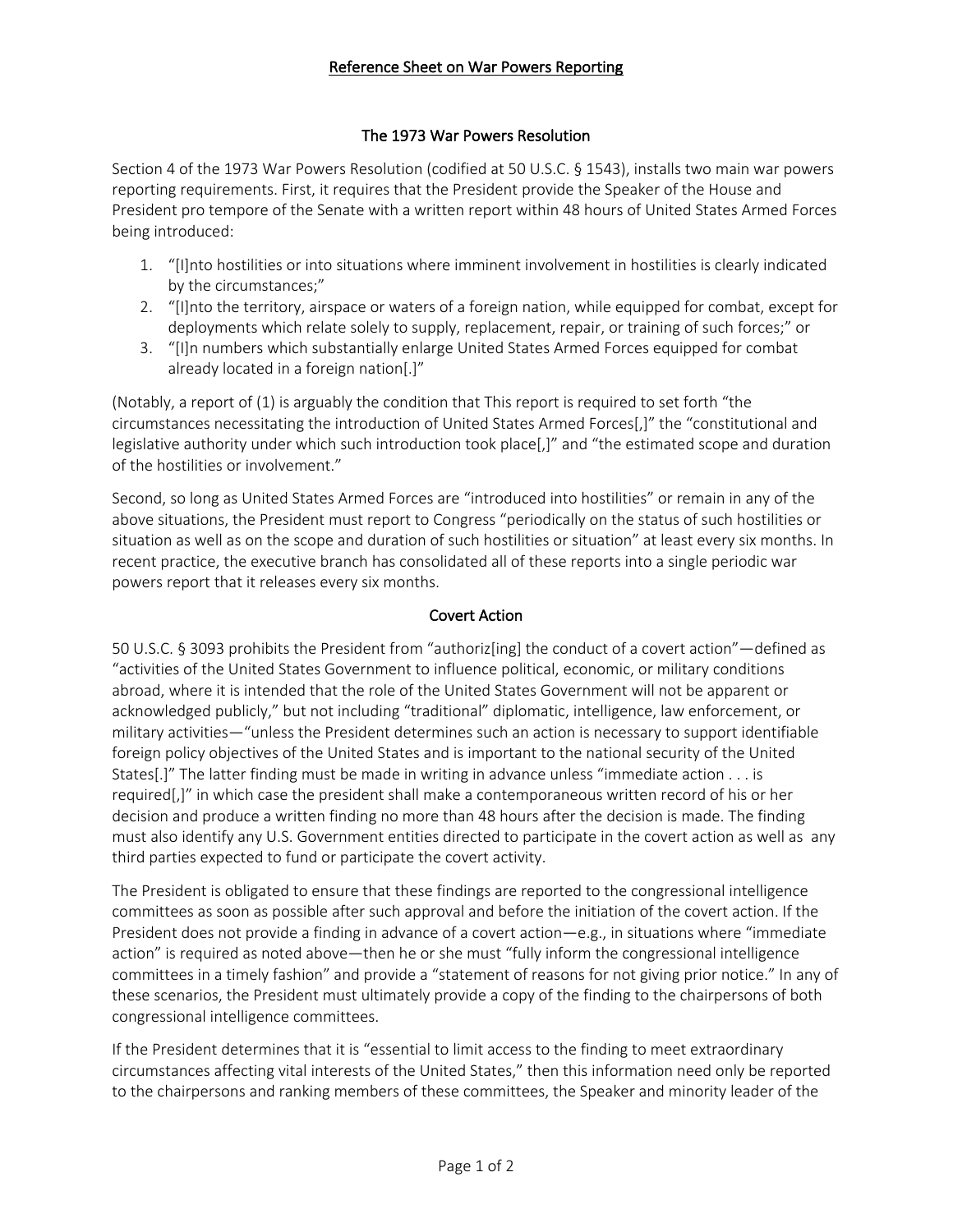# Reference Sheet on War Powers Reporting

## The 1973 War Powers Resolution

Section 4 of the 1973 War Powers Resolution (codified at 50 U.S.C. § 1543), installs two main war powers reporting requirements. First, it requires that the President provide the Speaker of the House and President pro tempore of the Senate with a written report within 48 hours of United States Armed Forces being introduced:

1. "[I]nto hostilities or into situations where imminent involvement in hostilities is clearly indicated by the circumstances;"
2. "[I]nto the territory, airspace or waters of a foreign nation, while equipped for combat, except for deployments which relate solely to supply, replacement, repair, or training of such forces;" or
3. "[I]n numbers which substantially enlarge United States Armed Forces equipped for combat already located in a foreign nation[.]"

(Notably, a report of (1) is arguably the condition that This report is required to set forth "the circumstances necessitating the introduction of United States Armed Forces[,]" the "constitutional and legislative authority under which such introduction took place[,]" and "the estimated scope and duration of the hostilities or involvement."

Second, so long as United States Armed Forces are "introduced into hostilities" or remain in any of the above situations, the President must report to Congress "periodically on the status of such hostilities or situation as well as on the scope and duration of such hostilities or situation" at least every six months. In recent practice, the executive branch has consolidated all of these reports into a single periodic war powers report that it releases every six months.

## Covert Action

50 U.S.C. § 3093 prohibits the President from "authoriz[ing] the conduct of a covert action"—defined as "activities of the United States Government to influence political, economic, or military conditions abroad, where it is intended that the role of the United States Government will not be apparent or acknowledged publicly," but not including "traditional" diplomatic, intelligence, law enforcement, or military activities—"unless the President determines such an action is necessary to support identifiable foreign policy objectives of the United States and is important to the national security of the United States[.]" The latter finding must be made in writing in advance unless "immediate action . . . is required[,]" in which case the president shall make a contemporaneous written record of his or her decision and produce a written finding no more than 48 hours after the decision is made. The finding must also identify any U.S. Government entities directed to participate in the covert action as well as any third parties expected to fund or participate the covert activity.

The President is obligated to ensure that these findings are reported to the congressional intelligence committees as soon as possible after such approval and before the initiation of the covert action. If the President does not provide a finding in advance of a covert action—e.g., in situations where "immediate action" is required as noted above—then he or she must "fully inform the congressional intelligence committees in a timely fashion" and provide a "statement of reasons for not giving prior notice." In any of these scenarios, the President must ultimately provide a copy of the finding to the chairpersons of both congressional intelligence committees.

If the President determines that it is "essential to limit access to the finding to meet extraordinary circumstances affecting vital interests of the United States," then this information need only be reported to the chairpersons and ranking members of these committees, the Speaker and minority leader of the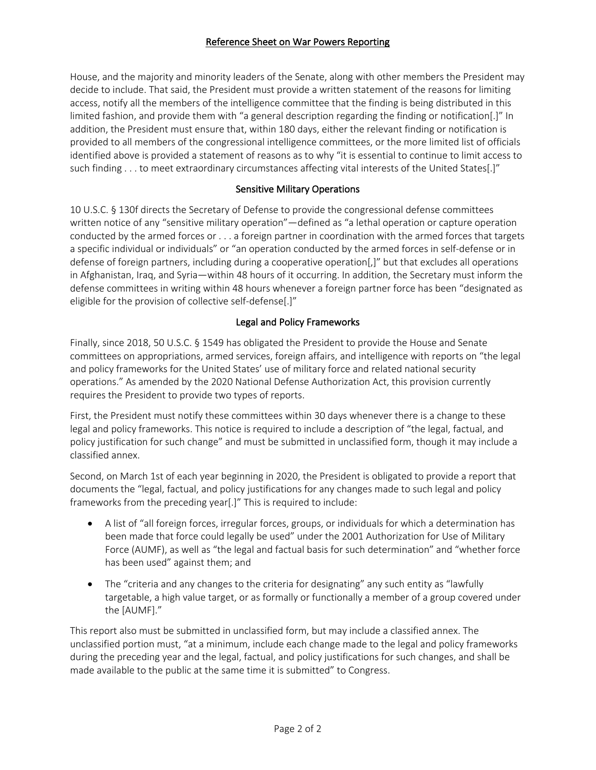House, and the majority and minority leaders of the Senate, along with other members the President may decide to include. That said, the President must provide a written statement of the reasons for limiting access, notify all the members of the intelligence committee that the finding is being distributed in this limited fashion, and provide them with "a general description regarding the finding or notification[.]" In addition, the President must ensure that, within 180 days, either the relevant finding or notification is provided to all members of the congressional intelligence committees, or the more limited list of officials identified above is provided a statement of reasons as to why "it is essential to continue to limit access to such finding . . . to meet extraordinary circumstances affecting vital interests of the United States[.]"

## Sensitive Military Operations

10 U.S.C. § 130f directs the Secretary of Defense to provide the congressional defense committees written notice of any "sensitive military operation"—defined as "a lethal operation or capture operation conducted by the armed forces or . . . a foreign partner in coordination with the armed forces that targets a specific individual or individuals" or "an operation conducted by the armed forces in self-defense or in defense of foreign partners, including during a cooperative operation[,]" but that excludes all operations in Afghanistan, Iraq, and Syria—within 48 hours of it occurring. In addition, the Secretary must inform the defense committees in writing within 48 hours whenever a foreign partner force has been "designated as eligible for the provision of collective self-defense[.]"

## Legal and Policy Frameworks

Finally, since 2018, 50 U.S.C. § 1549 has obligated the President to provide the House and Senate committees on appropriations, armed services, foreign affairs, and intelligence with reports on "the legal and policy frameworks for the United States' use of military force and related national security operations." As amended by the 2020 National Defense Authorization Act, this provision currently requires the President to provide two types of reports.

First, the President must notify these committees within 30 days whenever there is a change to these legal and policy frameworks. This notice is required to include a description of "the legal, factual, and policy justification for such change" and must be submitted in unclassified form, though it may include a classified annex.

Second, on March 1st of each year beginning in 2020, the President is obligated to provide a report that documents the "legal, factual, and policy justifications for any changes made to such legal and policy frameworks from the preceding year[.]" This is required to include:

- A list of "all foreign forces, irregular forces, groups, or individuals for which a determination has been made that force could legally be used" under the 2001 Authorization for Use of Military Force (AUMF), as well as "the legal and factual basis for such determination" and "whether force has been used" against them; and
- The "criteria and any changes to the criteria for designating" any such entity as "lawfully targetable, a high value target, or as formally or functionally a member of a group covered under the [AUMF]."

This report also must be submitted in unclassified form, but may include a classified annex. The unclassified portion must, "at a minimum, include each change made to the legal and policy frameworks during the preceding year and the legal, factual, and policy justifications for such changes, and shall be made available to the public at the same time it is submitted" to Congress.